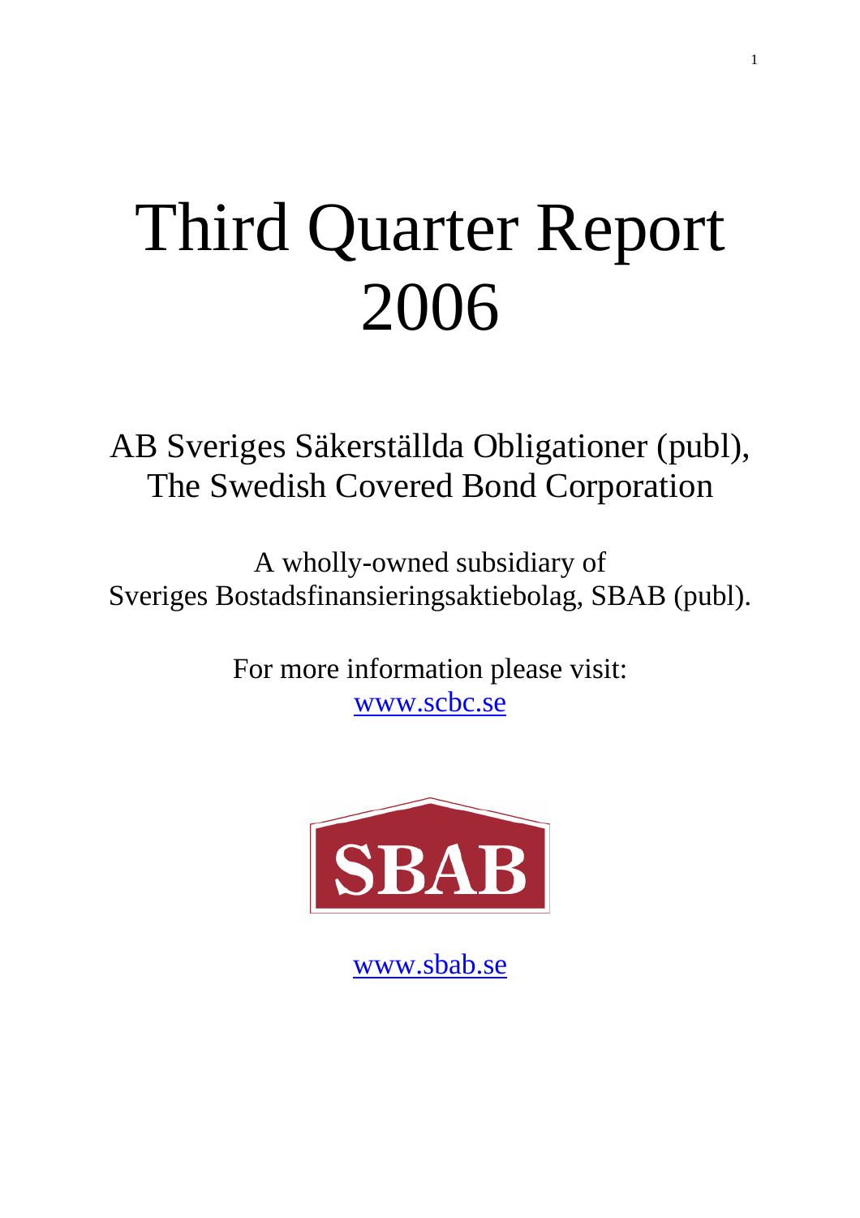# Third Quarter Report 2006

AB Sveriges Säkerställda Obligationer (publ),
The Swedish Covered Bond Corporation

A wholly-owned subsidiary of
Sveriges Bostadsfinansieringsaktiebolag, SBAB (publ).

For more information please visit:
www.scbc.se

SBAB

www.sbab.se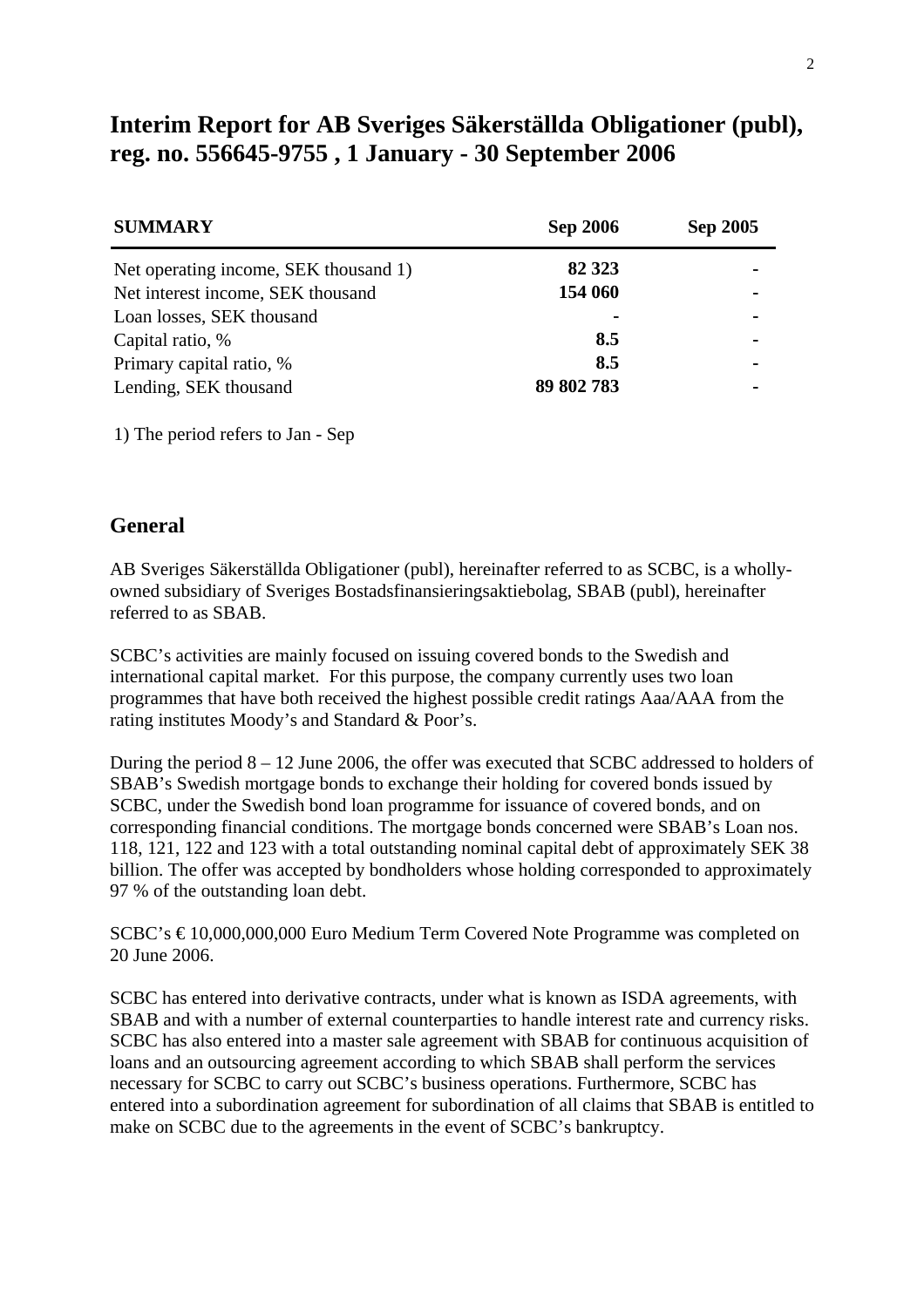# Interim Report for AB Sveriges Säkerställda Obligationer (publ), reg. no. 556645-9755 , 1 January - 30 September 2006

| SUMMARY | Sep 2006 | Sep 2005 |
|---|---|---|
| Net operating income, SEK thousand 1) | **82 323** | - |
| Net interest income, SEK thousand | **154 060** | - |
| Loan losses, SEK thousand | **-** | - |
| Capital ratio, % | **8.5** | - |
| Primary capital ratio, % | **8.5** | - |
| Lending, SEK thousand | **89 802 783** | - |

1) The period refers to Jan - Sep

## General

AB Sveriges Säkerställda Obligationer (publ), hereinafter referred to as SCBC, is a wholly-owned subsidiary of Sveriges Bostadsfinansieringsaktiebolag, SBAB (publ), hereinafter referred to as SBAB.

SCBC's activities are mainly focused on issuing covered bonds to the Swedish and international capital market. For this purpose, the company currently uses two loan programmes that have both received the highest possible credit ratings Aaa/AAA from the rating institutes Moody's and Standard & Poor's.

During the period 8 – 12 June 2006, the offer was executed that SCBC addressed to holders of SBAB's Swedish mortgage bonds to exchange their holding for covered bonds issued by SCBC, under the Swedish bond loan programme for issuance of covered bonds, and on corresponding financial conditions. The mortgage bonds concerned were SBAB's Loan nos. 118, 121, 122 and 123 with a total outstanding nominal capital debt of approximately SEK 38 billion. The offer was accepted by bondholders whose holding corresponded to approximately 97 % of the outstanding loan debt.

SCBC's € 10,000,000,000 Euro Medium Term Covered Note Programme was completed on 20 June 2006.

SCBC has entered into derivative contracts, under what is known as ISDA agreements, with SBAB and with a number of external counterparties to handle interest rate and currency risks. SCBC has also entered into a master sale agreement with SBAB for continuous acquisition of loans and an outsourcing agreement according to which SBAB shall perform the services necessary for SCBC to carry out SCBC's business operations. Furthermore, SCBC has entered into a subordination agreement for subordination of all claims that SBAB is entitled to make on SCBC due to the agreements in the event of SCBC's bankruptcy.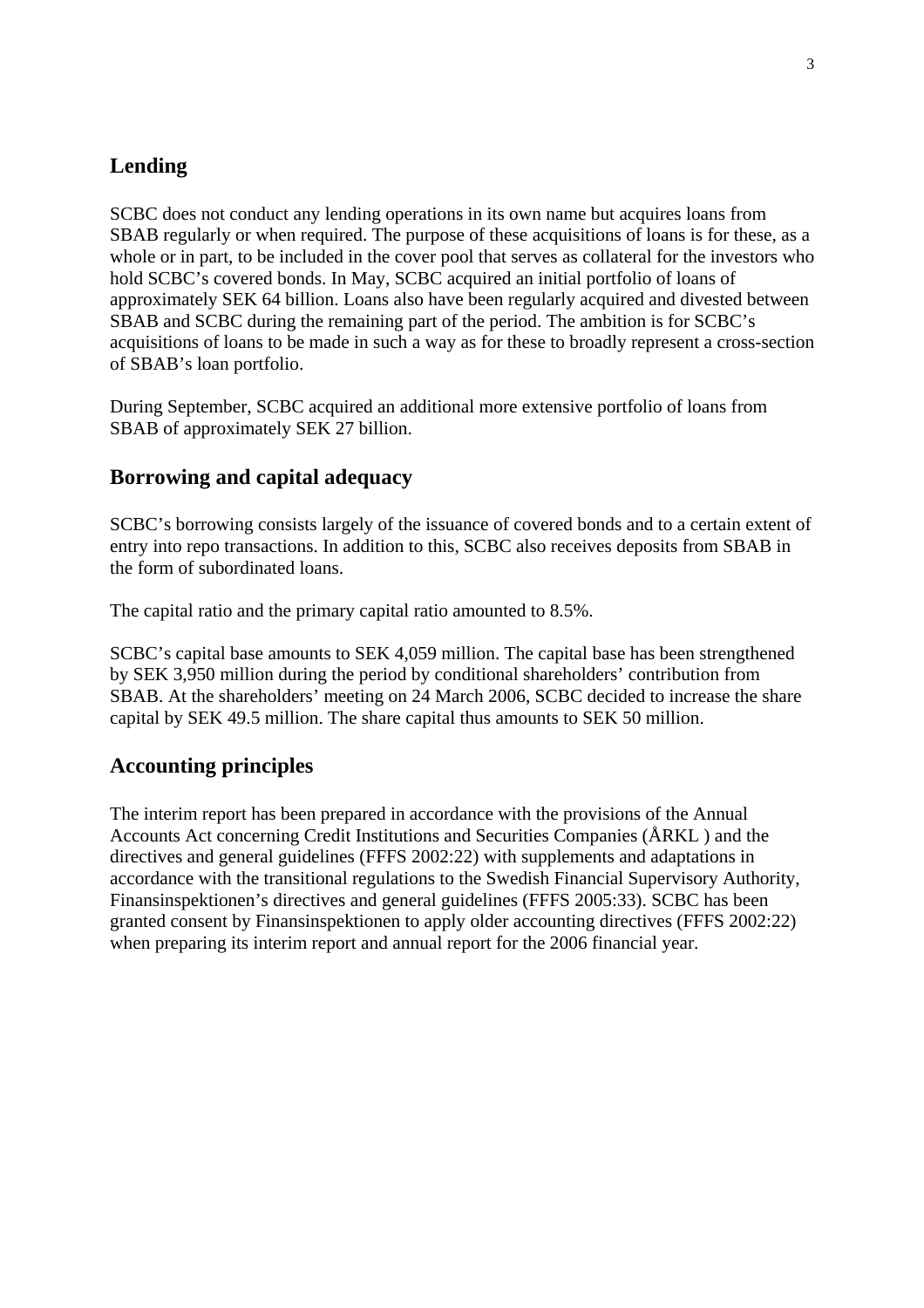## Lending

SCBC does not conduct any lending operations in its own name but acquires loans from SBAB regularly or when required. The purpose of these acquisitions of loans is for these, as a whole or in part, to be included in the cover pool that serves as collateral for the investors who hold SCBC's covered bonds. In May, SCBC acquired an initial portfolio of loans of approximately SEK 64 billion. Loans also have been regularly acquired and divested between SBAB and SCBC during the remaining part of the period. The ambition is for SCBC's acquisitions of loans to be made in such a way as for these to broadly represent a cross-section of SBAB's loan portfolio.

During September, SCBC acquired an additional more extensive portfolio of loans from SBAB of approximately SEK 27 billion.

## Borrowing and capital adequacy

SCBC's borrowing consists largely of the issuance of covered bonds and to a certain extent of entry into repo transactions. In addition to this, SCBC also receives deposits from SBAB in the form of subordinated loans.

The capital ratio and the primary capital ratio amounted to 8.5%.

SCBC's capital base amounts to SEK 4,059 million. The capital base has been strengthened by SEK 3,950 million during the period by conditional shareholders' contribution from SBAB. At the shareholders' meeting on 24 March 2006, SCBC decided to increase the share capital by SEK 49.5 million. The share capital thus amounts to SEK 50 million.

## Accounting principles

The interim report has been prepared in accordance with the provisions of the Annual Accounts Act concerning Credit Institutions and Securities Companies (ÅRKL ) and the directives and general guidelines (FFFS 2002:22) with supplements and adaptations in accordance with the transitional regulations to the Swedish Financial Supervisory Authority, Finansinspektionen's directives and general guidelines (FFFS 2005:33). SCBC has been granted consent by Finansinspektionen to apply older accounting directives (FFFS 2002:22) when preparing its interim report and annual report for the 2006 financial year.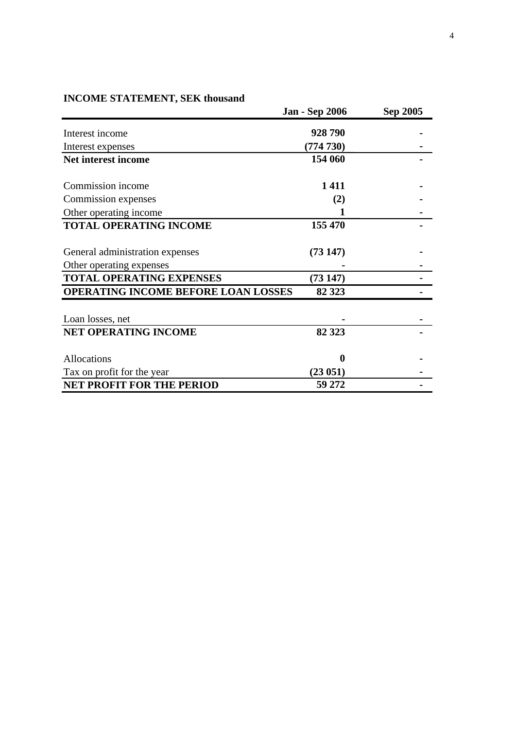## INCOME STATEMENT, SEK thousand

| | Jan - Sep 2006 | Sep 2005 |
|---|---|---|
| Interest income | **928 790** | - |
| Interest expenses | **(774 730)** | - |
| **Net interest income** | **154 060** | - |
| | | |
| Commission income | **1 411** | - |
| Commission expenses | **(2)** | - |
| Other operating income | **1** | - |
| **TOTAL OPERATING INCOME** | **155 470** | - |
| | | |
| General administration expenses | **(73 147)** | - |
| Other operating expenses | **-** | - |
| **TOTAL OPERATING EXPENSES** | **(73 147)** | - |
| **OPERATING INCOME BEFORE LOAN LOSSES** | **82 323** | - |
| | | |
| Loan losses, net | **-** | - |
| **NET OPERATING INCOME** | **82 323** | - |
| | | |
| Allocations | **0** | - |
| Tax on profit for the year | **(23 051)** | - |
| **NET PROFIT FOR THE PERIOD** | **59 272** | - |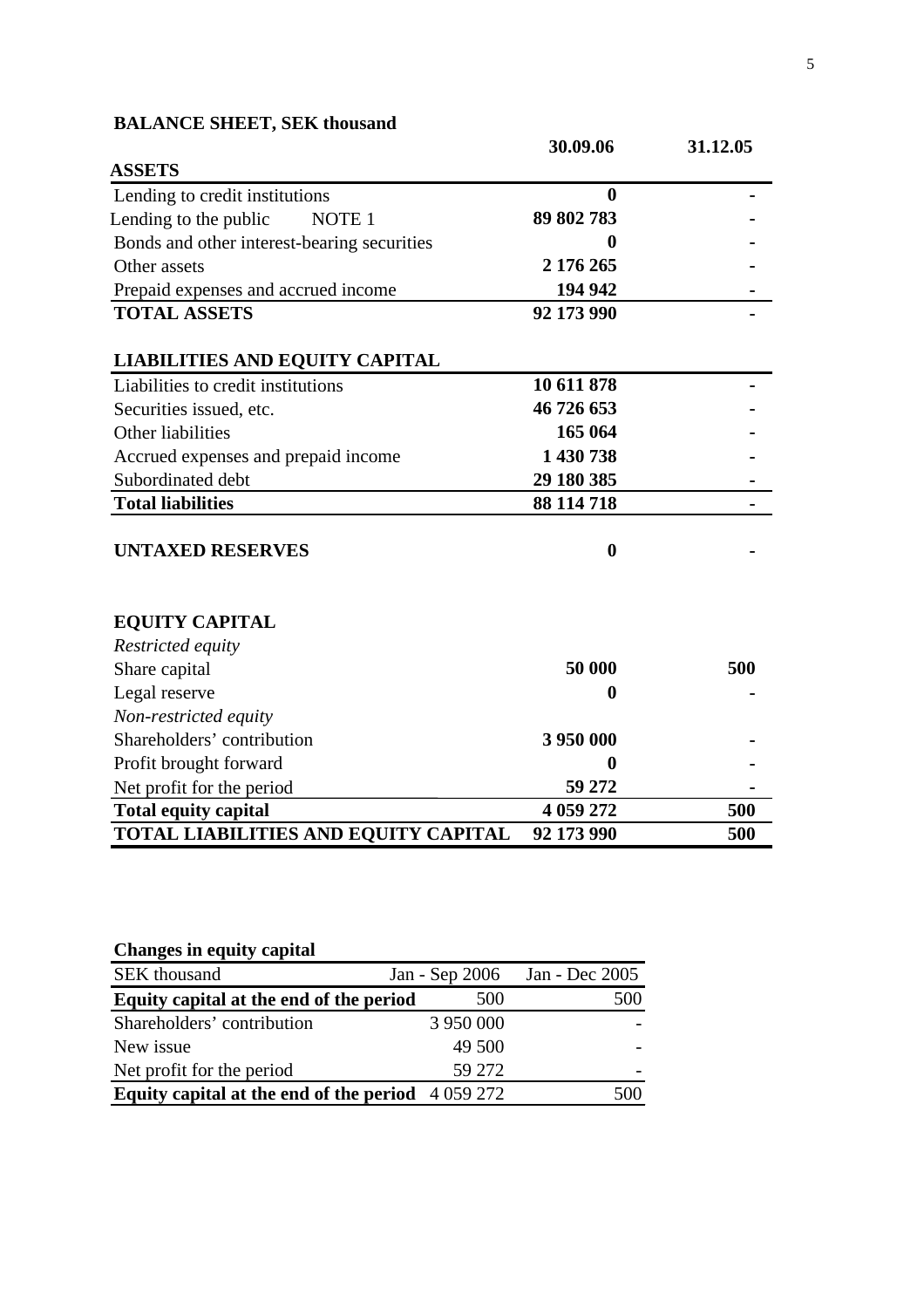**BALANCE SHEET, SEK thousand**

| | 30.09.06 | 31.12.05 |
|---|---|---|
| **ASSETS** | | |
| Lending to credit institutions | **0** | - |
| Lending to the public NOTE 1 | **89 802 783** | - |
| Bonds and other interest-bearing securities | **0** | - |
| Other assets | **2 176 265** | - |
| Prepaid expenses and accrued income | **194 942** | - |
| **TOTAL ASSETS** | **92 173 990** | - |
| | | |
| **LIABILITIES AND EQUITY CAPITAL** | | |
| Liabilities to credit institutions | **10 611 878** | - |
| Securities issued, etc. | **46 726 653** | - |
| Other liabilities | **165 064** | - |
| Accrued expenses and prepaid income | **1 430 738** | - |
| Subordinated debt | **29 180 385** | - |
| **Total liabilities** | **88 114 718** | - |
| | | |
| **UNTAXED RESERVES** | **0** | - |
| | | |
| **EQUITY CAPITAL** | | |
| *Restricted equity* | | |
| Share capital | **50 000** | **500** |
| Legal reserve | **0** | - |
| *Non-restricted equity* | | |
| Shareholders' contribution | **3 950 000** | - |
| Profit brought forward | **0** | - |
| Net profit for the period | **59 272** | - |
| **Total equity capital** | **4 059 272** | **500** |
| **TOTAL LIABILITIES AND EQUITY CAPITAL** | **92 173 990** | **500** |

**Changes in equity capital**

| SEK thousand | Jan - Sep 2006 | Jan - Dec 2005 |
|---|---|---|
| **Equity capital at the end of the period** | 500 | 500 |
| Shareholders' contribution | 3 950 000 | - |
| New issue | 49 500 | - |
| Net profit for the period | 59 272 | - |
| **Equity capital at the end of the period** | 4 059 272 | 500 |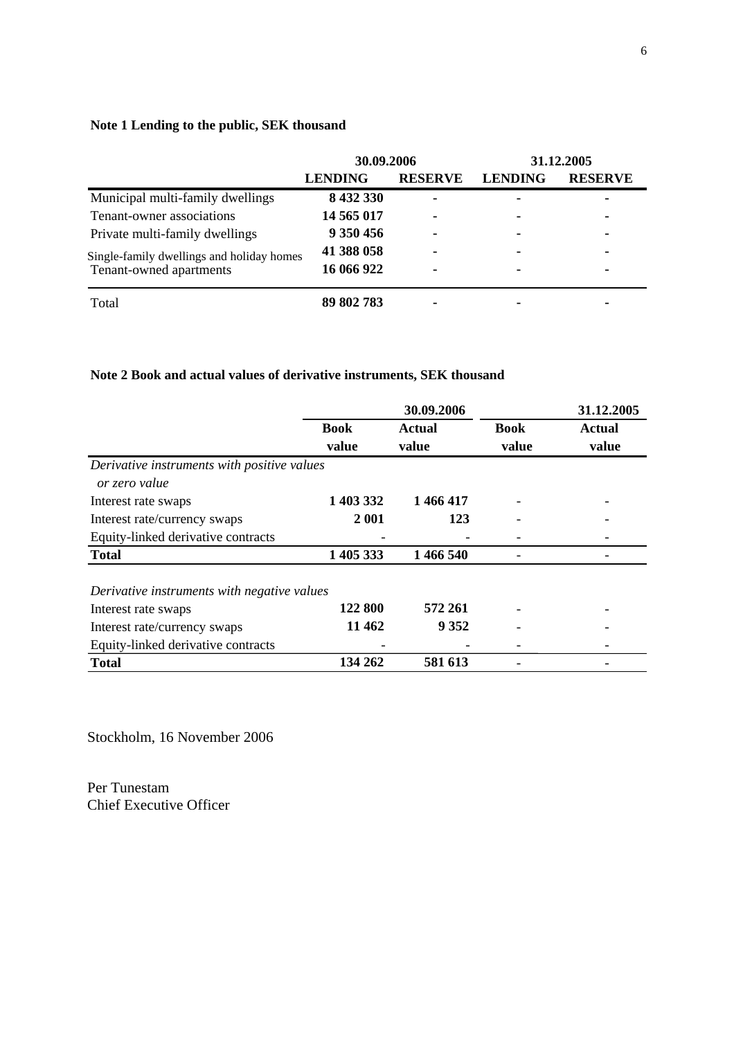**Note 1 Lending to the public, SEK thousand**

| | 30.09.2006 | | 31.12.2005 | |
|---|---|---|---|---|
| | **LENDING** | **RESERVE** | **LENDING** | **RESERVE** |
| Municipal multi-family dwellings | **8 432 330** | - | - | - |
| Tenant-owner associations | **14 565 017** | - | - | - |
| Private multi-family dwellings | **9 350 456** | - | - | - |
| Single-family dwellings and holiday homes | **41 388 058** | - | - | - |
| Tenant-owned apartments | **16 066 922** | - | - | - |
| Total | **89 802 783** | - | - | - |

**Note 2 Book and actual values of derivative instruments, SEK thousand**

| | 30.09.2006 | | 31.12.2005 | |
|---|---|---|---|---|
| | **Book value** | **Actual value** | **Book value** | **Actual value** |
| *Derivative instruments with positive values or zero value* | | | | |
| Interest rate swaps | **1 403 332** | **1 466 417** | - | - |
| Interest rate/currency swaps | **2 001** | **123** | - | - |
| Equity-linked derivative contracts | - | - | - | - |
| **Total** | **1 405 333** | **1 466 540** | - | - |
| | | | | |
| *Derivative instruments with negative values* | | | | |
| Interest rate swaps | **122 800** | **572 261** | - | - |
| Interest rate/currency swaps | **11 462** | **9 352** | - | - |
| Equity-linked derivative contracts | - | - | - | - |
| **Total** | **134 262** | **581 613** | - | - |

Stockholm, 16 November 2006

Per Tunestam  
Chief Executive Officer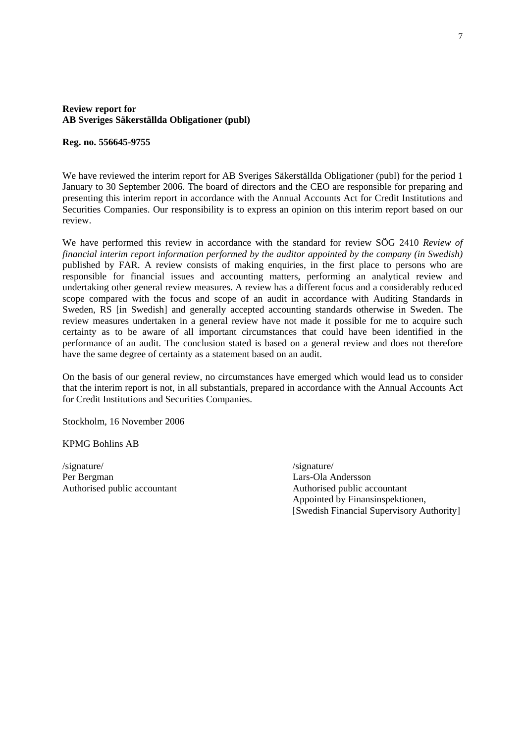**Review report for**
**AB Sveriges Säkerställda Obligationer (publ)**

**Reg. no. 556645-9755**

We have reviewed the interim report for AB Sveriges Säkerställda Obligationer (publ) for the period 1 January to 30 September 2006. The board of directors and the CEO are responsible for preparing and presenting this interim report in accordance with the Annual Accounts Act for Credit Institutions and Securities Companies. Our responsibility is to express an opinion on this interim report based on our review.

We have performed this review in accordance with the standard for review SÖG 2410 *Review of financial interim report information performed by the auditor appointed by the company (in Swedish)* published by FAR. A review consists of making enquiries, in the first place to persons who are responsible for financial issues and accounting matters, performing an analytical review and undertaking other general review measures. A review has a different focus and a considerably reduced scope compared with the focus and scope of an audit in accordance with Auditing Standards in Sweden, RS [in Swedish] and generally accepted accounting standards otherwise in Sweden. The review measures undertaken in a general review have not made it possible for me to acquire such certainty as to be aware of all important circumstances that could have been identified in the performance of an audit. The conclusion stated is based on a general review and does not therefore have the same degree of certainty as a statement based on an audit.

On the basis of our general review, no circumstances have emerged which would lead us to consider that the interim report is not, in all substantials, prepared in accordance with the Annual Accounts Act for Credit Institutions and Securities Companies.

Stockholm, 16 November 2006

KPMG Bohlins AB

/signature/
Per Bergman
Authorised public accountant

/signature/
Lars-Ola Andersson
Authorised public accountant
Appointed by Finansinspektionen,
[Swedish Financial Supervisory Authority]